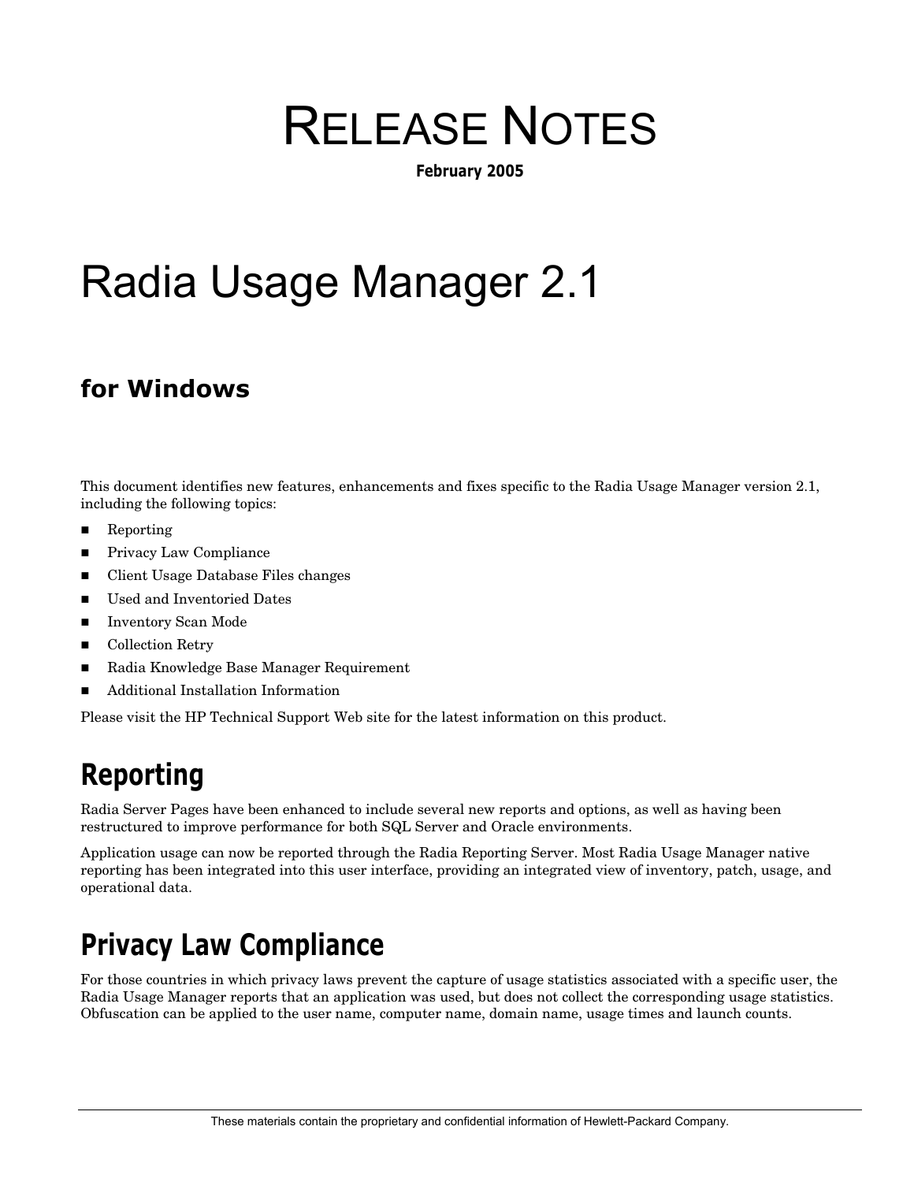# RELEASE NOTES

**February 2005**

# Radia Usage Manager 2.1

## for Windows

This document identifies new features, enhancements and fixes specific to the Radia Usage Manager version 2.1, including the following topics:

- Reporting
- Privacy Law Compliance
- Client Usage Database Files changes
- Used and Inventoried Dates
- Inventory Scan Mode
- Collection Retry
- Radia Knowledge Base Manager Requirement
- Additional Installation Information

Please visit the HP Technical Support Web site for the latest information on this product.

## Reporting

Radia Server Pages have been enhanced to include several new reports and options, as well as having been restructured to improve performance for both SQL Server and Oracle environments.

Application usage can now be reported through the Radia Reporting Server. Most Radia Usage Manager native reporting has been integrated into this user interface, providing an integrated view of inventory, patch, usage, and operational data.

## Privacy Law Compliance

For those countries in which privacy laws prevent the capture of usage statistics associated with a specific user, the Radia Usage Manager reports that an application was used, but does not collect the corresponding usage statistics. Obfuscation can be applied to the user name, computer name, domain name, usage times and launch counts.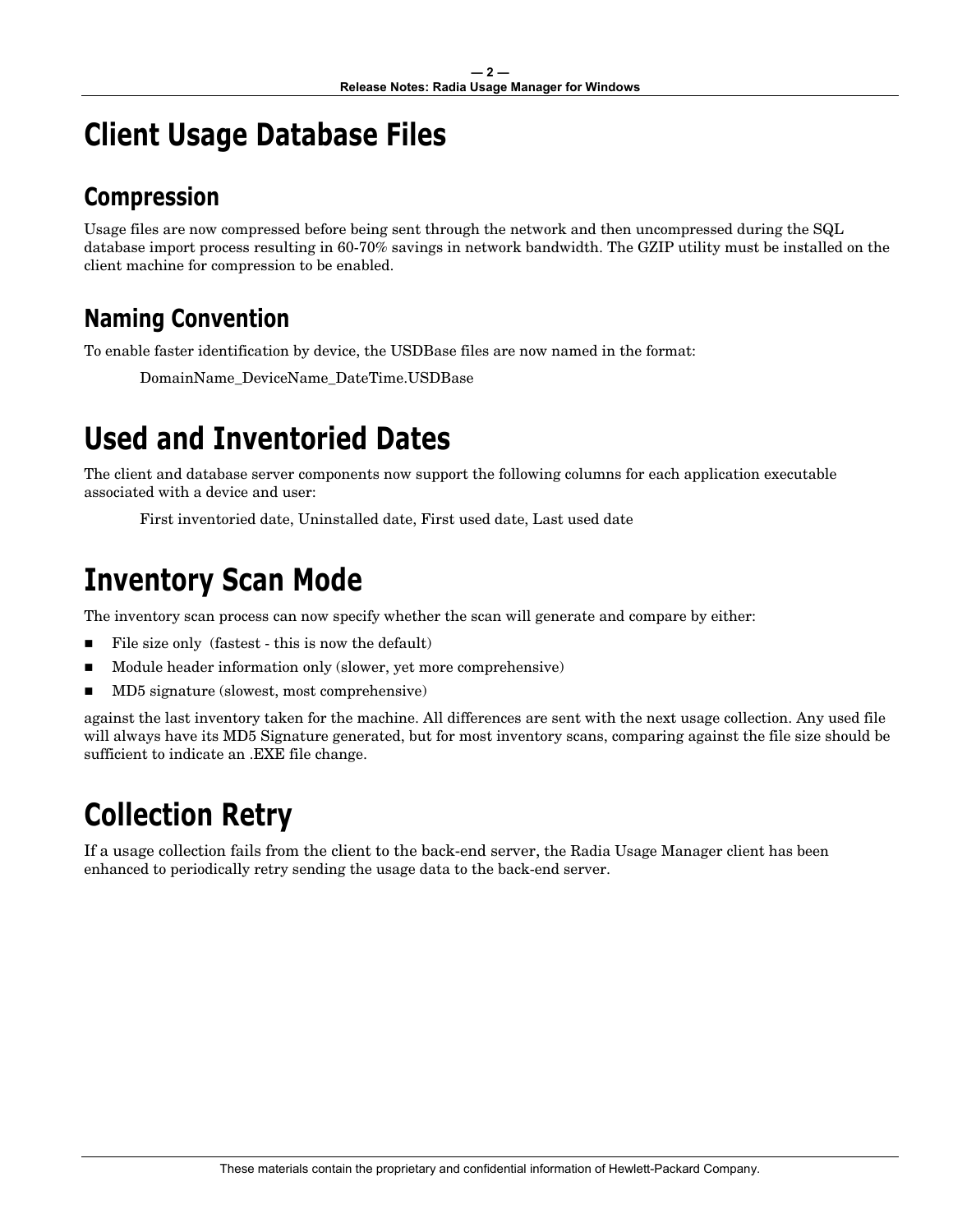# Client Usage Database Files

## Compression

Usage files are now compressed before being sent through the network and then uncompressed during the SQL database import process resulting in 60-70% savings in network bandwidth. The GZIP utility must be installed on the client machine for compression to be enabled.

## Naming Convention

To enable faster identification by device, the USDBase files are now named in the format:

> DomainName_DeviceName_DateTime.USDBase

# Used and Inventoried Dates

The client and database server components now support the following columns for each application executable associated with a device and user:

> First inventoried date, Uninstalled date, First used date, Last used date

# Inventory Scan Mode

The inventory scan process can now specify whether the scan will generate and compare by either:

- File size only (fastest - this is now the default)
- Module header information only (slower, yet more comprehensive)
- MD5 signature (slowest, most comprehensive)

against the last inventory taken for the machine. All differences are sent with the next usage collection. Any used file will always have its MD5 Signature generated, but for most inventory scans, comparing against the file size should be sufficient to indicate an .EXE file change.

# Collection Retry

If a usage collection fails from the client to the back-end server, the Radia Usage Manager client has been enhanced to periodically retry sending the usage data to the back-end server.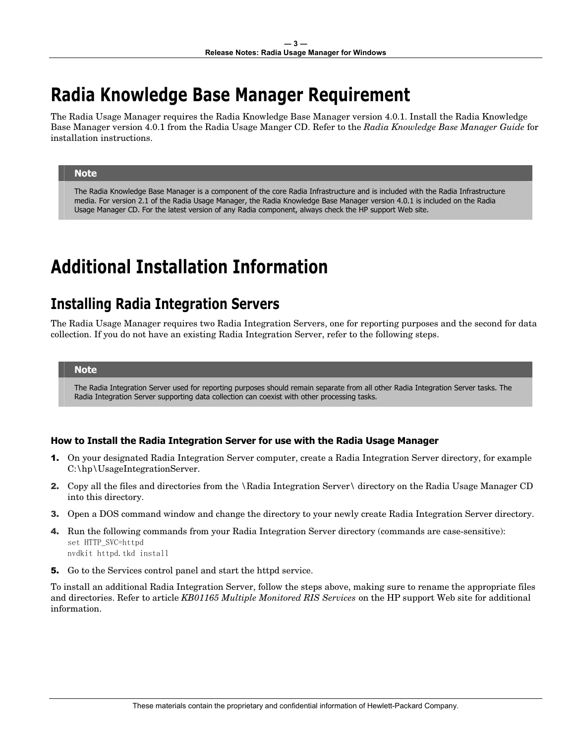# Radia Knowledge Base Manager Requirement

The Radia Usage Manager requires the Radia Knowledge Base Manager version 4.0.1. Install the Radia Knowledge Base Manager version 4.0.1 from the Radia Usage Manger CD. Refer to the *Radia Knowledge Base Manager Guide* for installation instructions.

> **Note**
>
> The Radia Knowledge Base Manager is a component of the core Radia Infrastructure and is included with the Radia Infrastructure media. For version 2.1 of the Radia Usage Manager, the Radia Knowledge Base Manager version 4.0.1 is included on the Radia Usage Manager CD. For the latest version of any Radia component, always check the HP support Web site.

# Additional Installation Information

## Installing Radia Integration Servers

The Radia Usage Manager requires two Radia Integration Servers, one for reporting purposes and the second for data collection. If you do not have an existing Radia Integration Server, refer to the following steps.

> **Note**
>
> The Radia Integration Server used for reporting purposes should remain separate from all other Radia Integration Server tasks. The Radia Integration Server supporting data collection can coexist with other processing tasks.

#### How to Install the Radia Integration Server for use with the Radia Usage Manager

1. On your designated Radia Integration Server computer, create a Radia Integration Server directory, for example C:\hp\UsageIntegrationServer.
2. Copy all the files and directories from the \Radia Integration Server\ directory on the Radia Usage Manager CD into this directory.
3. Open a DOS command window and change the directory to your newly create Radia Integration Server directory.
4. Run the following commands from your Radia Integration Server directory (commands are case-sensitive):
   ```
   set HTTP_SVC=httpd
   nvdkit httpd.tkd install
   ```
5. Go to the Services control panel and start the httpd service.

To install an additional Radia Integration Server, follow the steps above, making sure to rename the appropriate files and directories. Refer to article *KB01165 Multiple Monitored RIS Services* on the HP support Web site for additional information.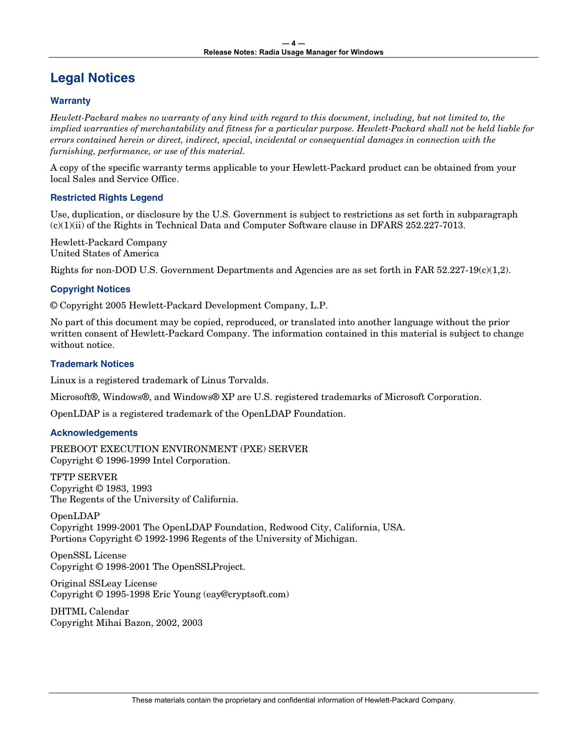# Legal Notices

## Warranty

*Hewlett-Packard makes no warranty of any kind with regard to this document, including, but not limited to, the implied warranties of merchantability and fitness for a particular purpose. Hewlett-Packard shall not be held liable for errors contained herein or direct, indirect, special, incidental or consequential damages in connection with the furnishing, performance, or use of this material.*

A copy of the specific warranty terms applicable to your Hewlett-Packard product can be obtained from your local Sales and Service Office.

## Restricted Rights Legend

Use, duplication, or disclosure by the U.S. Government is subject to restrictions as set forth in subparagraph (c)(1)(ii) of the Rights in Technical Data and Computer Software clause in DFARS 252.227-7013.

Hewlett-Packard Company
United States of America

Rights for non-DOD U.S. Government Departments and Agencies are as set forth in FAR 52.227-19(c)(1,2).

## Copyright Notices

© Copyright 2005 Hewlett-Packard Development Company, L.P.

No part of this document may be copied, reproduced, or translated into another language without the prior written consent of Hewlett-Packard Company. The information contained in this material is subject to change without notice.

## Trademark Notices

Linux is a registered trademark of Linus Torvalds.

Microsoft®, Windows®, and Windows® XP are U.S. registered trademarks of Microsoft Corporation.

OpenLDAP is a registered trademark of the OpenLDAP Foundation.

## Acknowledgements

PREBOOT EXECUTION ENVIRONMENT (PXE) SERVER
Copyright © 1996-1999 Intel Corporation.

TFTP SERVER
Copyright © 1983, 1993
The Regents of the University of California.

OpenLDAP
Copyright 1999-2001 The OpenLDAP Foundation, Redwood City, California, USA.
Portions Copyright © 1992-1996 Regents of the University of Michigan.

OpenSSL License
Copyright © 1998-2001 The OpenSSLProject.

Original SSLeay License
Copyright © 1995-1998 Eric Young (eay@cryptsoft.com)

DHTML Calendar
Copyright Mihai Bazon, 2002, 2003

These materials contain the proprietary and confidential information of Hewlett-Packard Company.